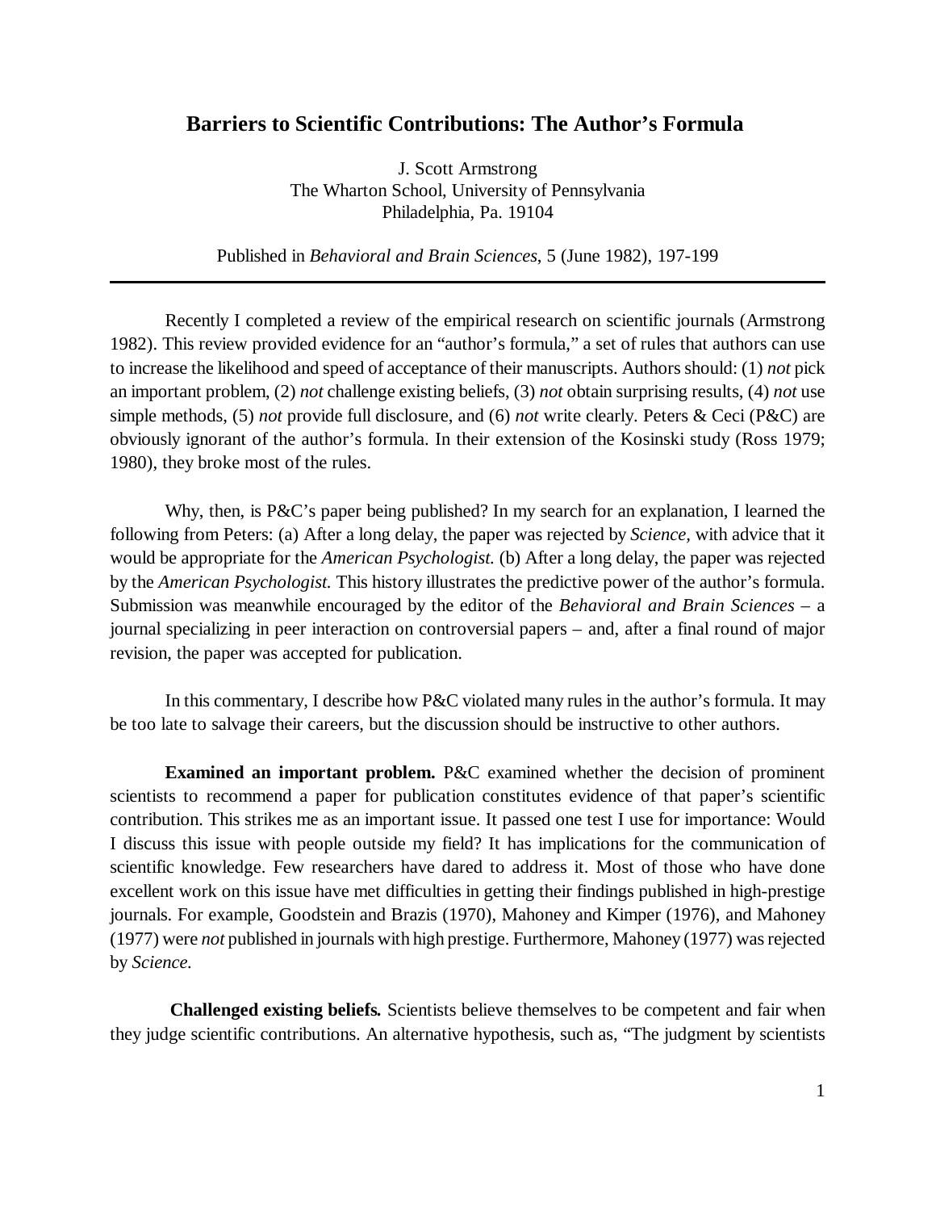# Barriers to Scientific Contributions: The Author's Formula

J. Scott Armstrong
The Wharton School, University of Pennsylvania
Philadelphia, Pa. 19104

Published in *Behavioral and Brain Sciences*, 5 (June 1982), 197-199

---

Recently I completed a review of the empirical research on scientific journals (Armstrong 1982). This review provided evidence for an "author's formula," a set of rules that authors can use to increase the likelihood and speed of acceptance of their manuscripts. Authors should: (1) *not* pick an important problem, (2) *not* challenge existing beliefs, (3) *not* obtain surprising results, (4) *not* use simple methods, (5) *not* provide full disclosure, and (6) *not* write clearly. Peters & Ceci (P&C) are obviously ignorant of the author's formula. In their extension of the Kosinski study (Ross 1979; 1980), they broke most of the rules.

Why, then, is P&C's paper being published? In my search for an explanation, I learned the following from Peters: (a) After a long delay, the paper was rejected by *Science*, with advice that it would be appropriate for the *American Psychologist.* (b) After a long delay, the paper was rejected by the *American Psychologist.* This history illustrates the predictive power of the author's formula. Submission was meanwhile encouraged by the editor of the *Behavioral and Brain Sciences* – a journal specializing in peer interaction on controversial papers – and, after a final round of major revision, the paper was accepted for publication.

In this commentary, I describe how P&C violated many rules in the author's formula. It may be too late to salvage their careers, but the discussion should be instructive to other authors.

**Examined an important problem.** P&C examined whether the decision of prominent scientists to recommend a paper for publication constitutes evidence of that paper's scientific contribution. This strikes me as an important issue. It passed one test I use for importance: Would I discuss this issue with people outside my field? It has implications for the communication of scientific knowledge. Few researchers have dared to address it. Most of those who have done excellent work on this issue have met difficulties in getting their findings published in high-prestige journals. For example, Goodstein and Brazis (1970), Mahoney and Kimper (1976), and Mahoney (1977) were *not* published in journals with high prestige. Furthermore, Mahoney (1977) was rejected by *Science.*

**Challenged existing beliefs.** Scientists believe themselves to be competent and fair when they judge scientific contributions. An alternative hypothesis, such as, "The judgment by scientists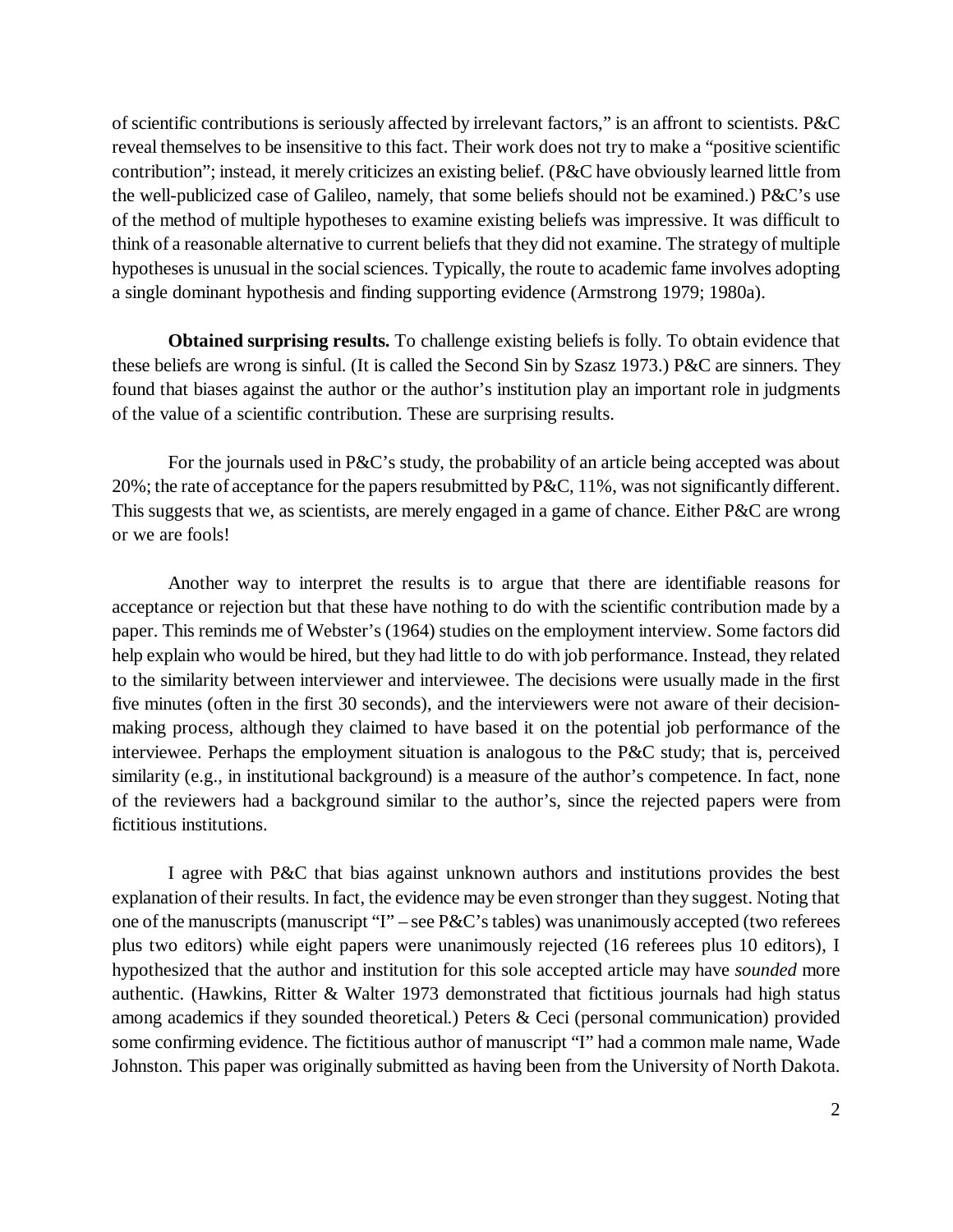of scientific contributions is seriously affected by irrelevant factors," is an affront to scientists. P&C reveal themselves to be insensitive to this fact. Their work does not try to make a "positive scientific contribution"; instead, it merely criticizes an existing belief. (P&C have obviously learned little from the well-publicized case of Galileo, namely, that some beliefs should not be examined.) P&C's use of the method of multiple hypotheses to examine existing beliefs was impressive. It was difficult to think of a reasonable alternative to current beliefs that they did not examine. The strategy of multiple hypotheses is unusual in the social sciences. Typically, the route to academic fame involves adopting a single dominant hypothesis and finding supporting evidence (Armstrong 1979; 1980a).

**Obtained surprising results.** To challenge existing beliefs is folly. To obtain evidence that these beliefs are wrong is sinful. (It is called the Second Sin by Szasz 1973.) P&C are sinners. They found that biases against the author or the author's institution play an important role in judgments of the value of a scientific contribution. These are surprising results.

For the journals used in P&C's study, the probability of an article being accepted was about 20%; the rate of acceptance for the papers resubmitted by P&C, 11%, was not significantly different. This suggests that we, as scientists, are merely engaged in a game of chance. Either P&C are wrong or we are fools!

Another way to interpret the results is to argue that there are identifiable reasons for acceptance or rejection but that these have nothing to do with the scientific contribution made by a paper. This reminds me of Webster's (1964) studies on the employment interview. Some factors did help explain who would be hired, but they had little to do with job performance. Instead, they related to the similarity between interviewer and interviewee. The decisions were usually made in the first five minutes (often in the first 30 seconds), and the interviewers were not aware of their decision-making process, although they claimed to have based it on the potential job performance of the interviewee. Perhaps the employment situation is analogous to the P&C study; that is, perceived similarity (e.g., in institutional background) is a measure of the author's competence. In fact, none of the reviewers had a background similar to the author's, since the rejected papers were from fictitious institutions.

I agree with P&C that bias against unknown authors and institutions provides the best explanation of their results. In fact, the evidence may be even stronger than they suggest. Noting that one of the manuscripts (manuscript "I" – see P&C's tables) was unanimously accepted (two referees plus two editors) while eight papers were unanimously rejected (16 referees plus 10 editors), I hypothesized that the author and institution for this sole accepted article may have *sounded* more authentic. (Hawkins, Ritter & Walter 1973 demonstrated that fictitious journals had high status among academics if they sounded theoretical.) Peters & Ceci (personal communication) provided some confirming evidence. The fictitious author of manuscript "I" had a common male name, Wade Johnston. This paper was originally submitted as having been from the University of North Dakota.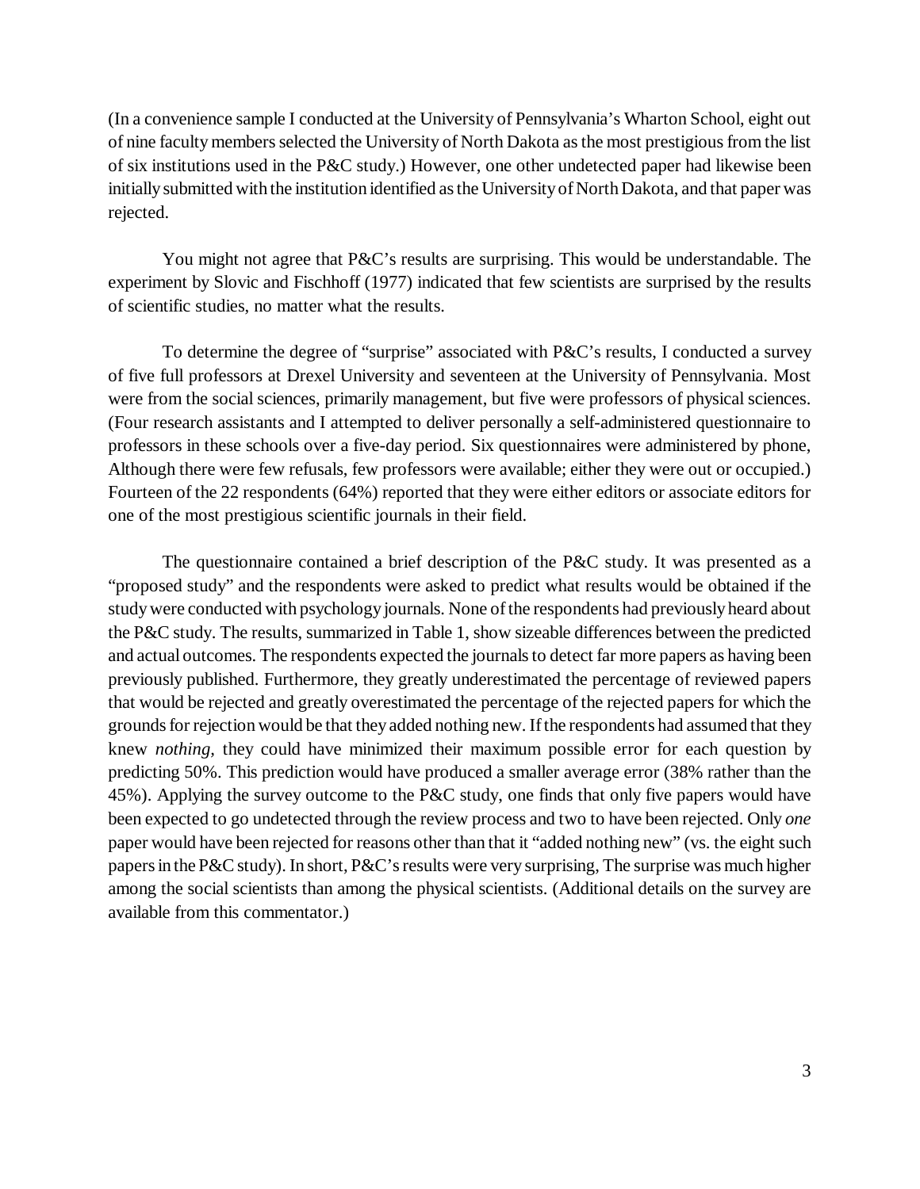(In a convenience sample I conducted at the University of Pennsylvania's Wharton School, eight out of nine faculty members selected the University of North Dakota as the most prestigious from the list of six institutions used in the P&C study.) However, one other undetected paper had likewise been initially submitted with the institution identified as the University of North Dakota, and that paper was rejected.

You might not agree that P&C's results are surprising. This would be understandable. The experiment by Slovic and Fischhoff (1977) indicated that few scientists are surprised by the results of scientific studies, no matter what the results.

To determine the degree of "surprise" associated with P&C's results, I conducted a survey of five full professors at Drexel University and seventeen at the University of Pennsylvania. Most were from the social sciences, primarily management, but five were professors of physical sciences. (Four research assistants and I attempted to deliver personally a self-administered questionnaire to professors in these schools over a five-day period. Six questionnaires were administered by phone, Although there were few refusals, few professors were available; either they were out or occupied.) Fourteen of the 22 respondents (64%) reported that they were either editors or associate editors for one of the most prestigious scientific journals in their field.

The questionnaire contained a brief description of the P&C study. It was presented as a "proposed study" and the respondents were asked to predict what results would be obtained if the study were conducted with psychology journals. None of the respondents had previously heard about the P&C study. The results, summarized in Table 1, show sizeable differences between the predicted and actual outcomes. The respondents expected the journals to detect far more papers as having been previously published. Furthermore, they greatly underestimated the percentage of reviewed papers that would be rejected and greatly overestimated the percentage of the rejected papers for which the grounds for rejection would be that they added nothing new. If the respondents had assumed that they knew *nothing*, they could have minimized their maximum possible error for each question by predicting 50%. This prediction would have produced a smaller average error (38% rather than the 45%). Applying the survey outcome to the P&C study, one finds that only five papers would have been expected to go undetected through the review process and two to have been rejected. Only *one* paper would have been rejected for reasons other than that it "added nothing new" (vs. the eight such papers in the P&C study). In short, P&C's results were very surprising, The surprise was much higher among the social scientists than among the physical scientists. (Additional details on the survey are available from this commentator.)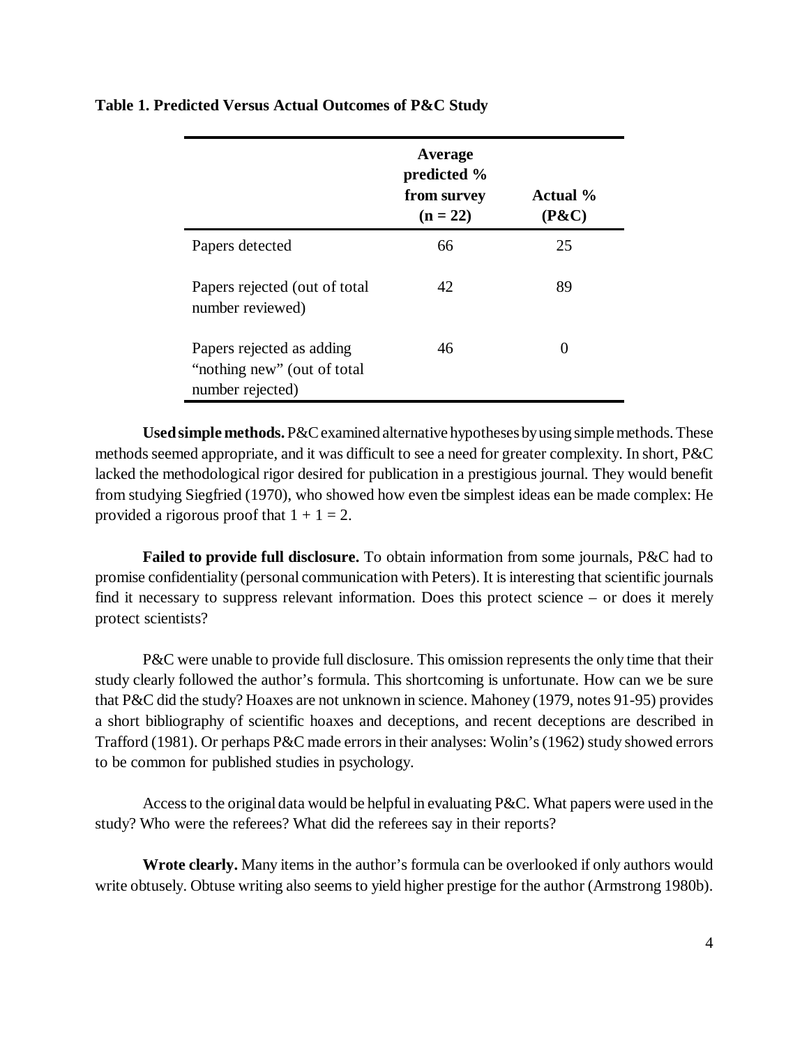**Table 1. Predicted Versus Actual Outcomes of P&C Study**

| | Average predicted % from survey (n = 22) | Actual % (P&C) |
|---|---|---|
| Papers detected | 66 | 25 |
| Papers rejected (out of total number reviewed) | 42 | 89 |
| Papers rejected as adding "nothing new" (out of total number rejected) | 46 | 0 |

**Used simple methods.** P&C examined alternative hypotheses by using simple methods. These methods seemed appropriate, and it was difficult to see a need for greater complexity. In short, P&C lacked the methodological rigor desired for publication in a prestigious journal. They would benefit from studying Siegfried (1970), who showed how even tbe simplest ideas ean be made complex: He provided a rigorous proof that $1 + 1 = 2$.

**Failed to provide full disclosure.** To obtain information from some journals, P&C had to promise confidentiality (personal communication with Peters). It is interesting that scientific journals find it necessary to suppress relevant information. Does this protect science – or does it merely protect scientists?

P&C were unable to provide full disclosure. This omission represents the only time that their study clearly followed the author's formula. This shortcoming is unfortunate. How can we be sure that P&C did the study? Hoaxes are not unknown in science. Mahoney (1979, notes 91-95) provides a short bibliography of scientific hoaxes and deceptions, and recent deceptions are described in Trafford (1981). Or perhaps P&C made errors in their analyses: Wolin's (1962) study showed errors to be common for published studies in psychology.

Access to the original data would be helpful in evaluating P&C. What papers were used in the study? Who were the referees? What did the referees say in their reports?

**Wrote clearly.** Many items in the author's formula can be overlooked if only authors would write obtusely. Obtuse writing also seems to yield higher prestige for the author (Armstrong 1980b).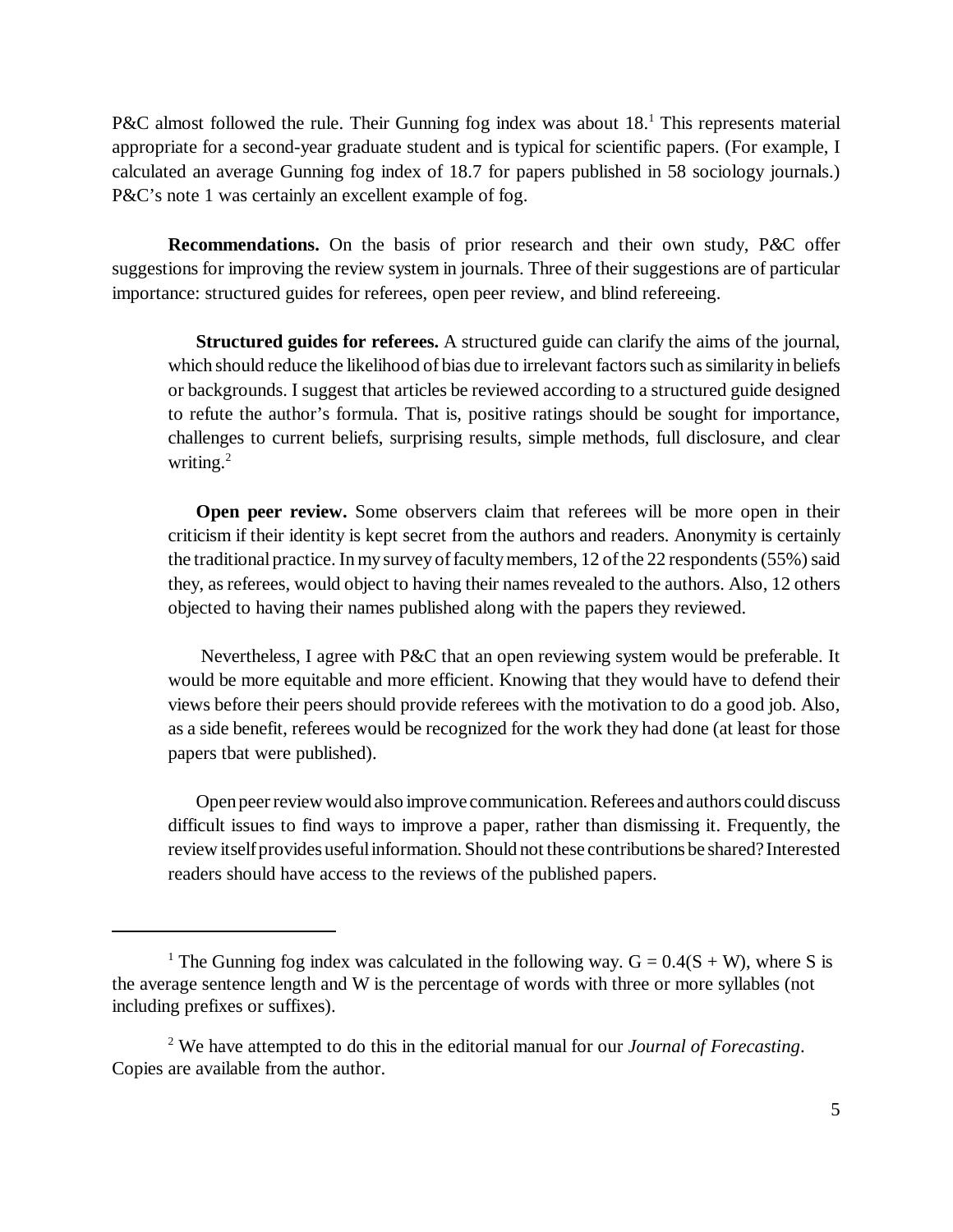P&C almost followed the rule. Their Gunning fog index was about 18.[1] This represents material appropriate for a second-year graduate student and is typical for scientific papers. (For example, I calculated an average Gunning fog index of 18.7 for papers published in 58 sociology journals.) P&C's note 1 was certainly an excellent example of fog.

**Recommendations.** On the basis of prior research and their own study, P&C offer suggestions for improving the review system in journals. Three of their suggestions are of particular importance: structured guides for referees, open peer review, and blind refereeing.

> **Structured guides for referees.** A structured guide can clarify the aims of the journal, which should reduce the likelihood of bias due to irrelevant factors such as similarity in beliefs or backgrounds. I suggest that articles be reviewed according to a structured guide designed to refute the author's formula. That is, positive ratings should be sought for importance, challenges to current beliefs, surprising results, simple methods, full disclosure, and clear writing.[2]
>
> **Open peer review.** Some observers claim that referees will be more open in their criticism if their identity is kept secret from the authors and readers. Anonymity is certainly the traditional practice. In my survey of faculty members, 12 of the 22 respondents (55%) said they, as referees, would object to having their names revealed to the authors. Also, 12 others objected to having their names published along with the papers they reviewed.
>
> Nevertheless, I agree with P&C that an open reviewing system would be preferable. It would be more equitable and more efficient. Knowing that they would have to defend their views before their peers should provide referees with the motivation to do a good job. Also, as a side benefit, referees would be recognized for the work they had done (at least for those papers tbat were published).
>
> Open peer review would also improve communication. Referees and authors could discuss difficult issues to find ways to improve a paper, rather than dismissing it. Frequently, the review itself provides useful information. Should not these contributions be shared? Interested readers should have access to the reviews of the published papers.

---

[1] The Gunning fog index was calculated in the following way. $G = 0.4(S + W)$, where S is the average sentence length and W is the percentage of words with three or more syllables (not including prefixes or suffixes).

[2] We have attempted to do this in the editorial manual for our *Journal of Forecasting*. Copies are available from the author.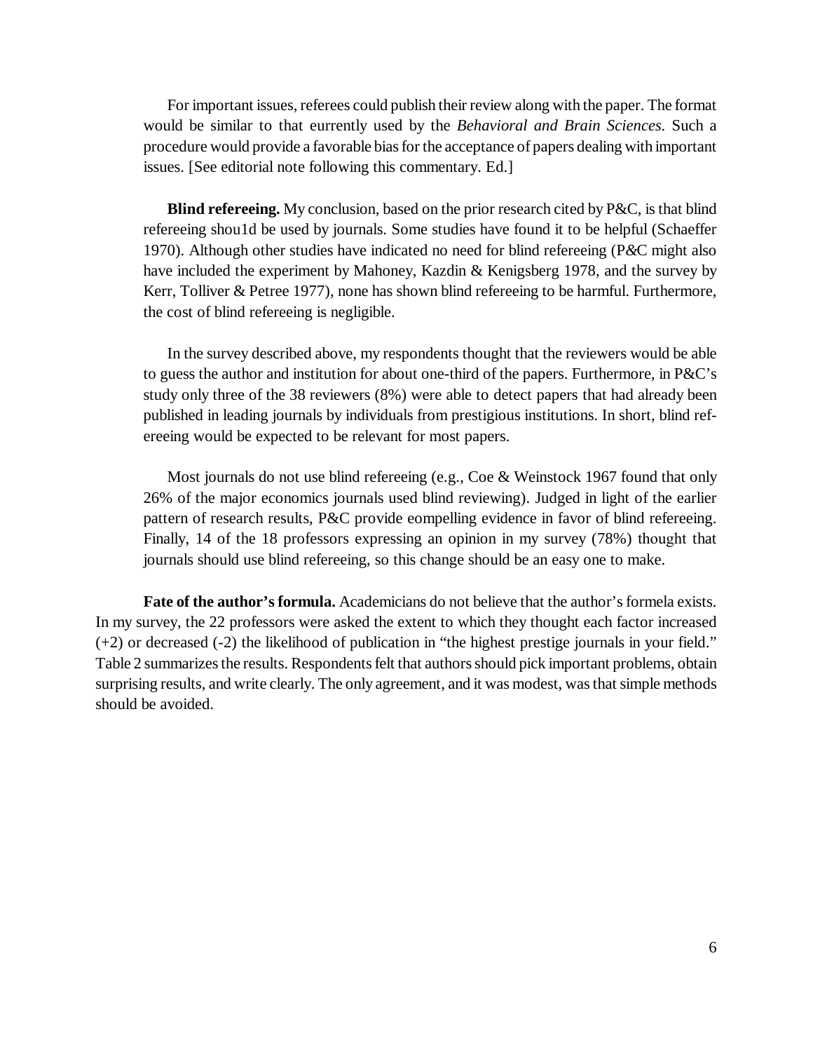For important issues, referees could publish their review along with the paper. The format would be similar to that eurrently used by the *Behavioral and Brain Sciences*. Such a procedure would provide a favorable bias for the acceptance of papers dealing with important issues. [See editorial note following this commentary. Ed.]

**Blind refereeing.** My conclusion, based on the prior research cited by P&C, is that blind refereeing shou1d be used by journals. Some studies have found it to be helpful (Schaeffer 1970). Although other studies have indicated no need for blind refereeing (P&C might also have included the experiment by Mahoney, Kazdin & Kenigsberg 1978, and the survey by Kerr, Tolliver & Petree 1977), none has shown blind refereeing to be harmful. Furthermore, the cost of blind refereeing is negligible.

In the survey described above, my respondents thought that the reviewers would be able to guess the author and institution for about one-third of the papers. Furthermore, in P&C's study only three of the 38 reviewers (8%) were able to detect papers that had already been published in leading journals by individuals from prestigious institutions. In short, blind refereeing would be expected to be relevant for most papers.

Most journals do not use blind refereeing (e.g., Coe & Weinstock 1967 found that only 26% of the major economics journals used blind reviewing). Judged in light of the earlier pattern of research results, P&C provide eompelling evidence in favor of blind refereeing. Finally, 14 of the 18 professors expressing an opinion in my survey (78%) thought that journals should use blind refereeing, so this change should be an easy one to make.

**Fate of the author's formula.** Academicians do not believe that the author's formela exists. In my survey, the 22 professors were asked the extent to which they thought each factor increased (+2) or decreased (-2) the likelihood of publication in "the highest prestige journals in your field." Table 2 summarizes the results. Respondents felt that authors should pick important problems, obtain surprising results, and write clearly. The only agreement, and it was modest, was that simple methods should be avoided.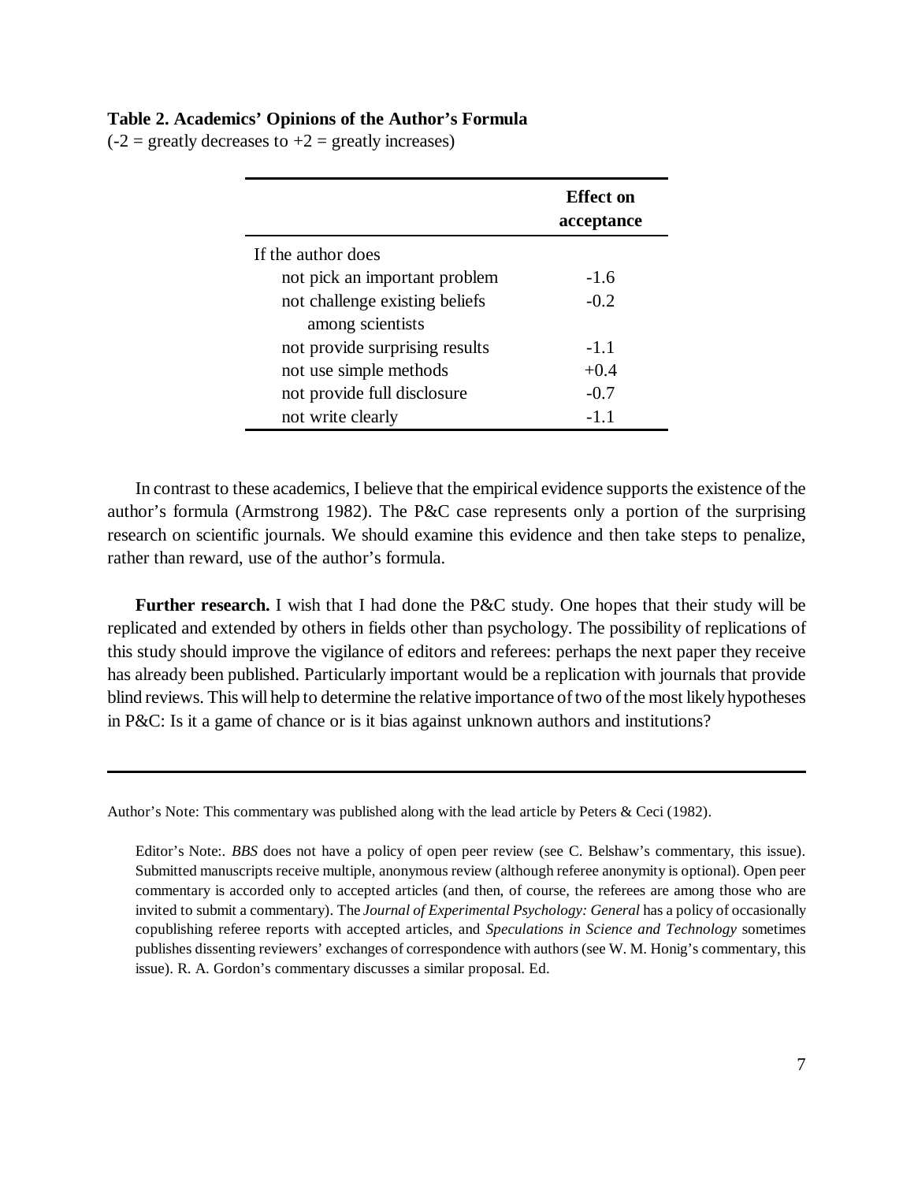**Table 2. Academics' Opinions of the Author's Formula**
(-2 = greatly decreases to +2 = greatly increases)

| | Effect on acceptance |
|---|---|
| If the author does | |
| not pick an important problem | -1.6 |
| not challenge existing beliefs among scientists | -0.2 |
| not provide surprising results | -1.1 |
| not use simple methods | +0.4 |
| not provide full disclosure | -0.7 |
| not write clearly | -1.1 |

In contrast to these academics, I believe that the empirical evidence supports the existence of the author's formula (Armstrong 1982). The P&C case represents only a portion of the surprising research on scientific journals. We should examine this evidence and then take steps to penalize, rather than reward, use of the author's formula.

**Further research.** I wish that I had done the P&C study. One hopes that their study will be replicated and extended by others in fields other than psychology. The possibility of replications of this study should improve the vigilance of editors and referees: perhaps the next paper they receive has already been published. Particularly important would be a replication with journals that provide blind reviews. This will help to determine the relative importance of two of the most likely hypotheses in P&C: Is it a game of chance or is it bias against unknown authors and institutions?

---

Author's Note: This commentary was published along with the lead article by Peters & Ceci (1982).

Editor's Note:. *BBS* does not have a policy of open peer review (see C. Belshaw's commentary, this issue). Submitted manuscripts receive multiple, anonymous review (although referee anonymity is optional). Open peer commentary is accorded only to accepted articles (and then, of course, the referees are among those who are invited to submit a commentary). The *Journal of Experimental Psychology: General* has a policy of occasionally copublishing referee reports with accepted articles, and *Speculations in Science and Technology* sometimes publishes dissenting reviewers' exchanges of correspondence with authors (see W. M. Honig's commentary, this issue). R. A. Gordon's commentary discusses a similar proposal. Ed.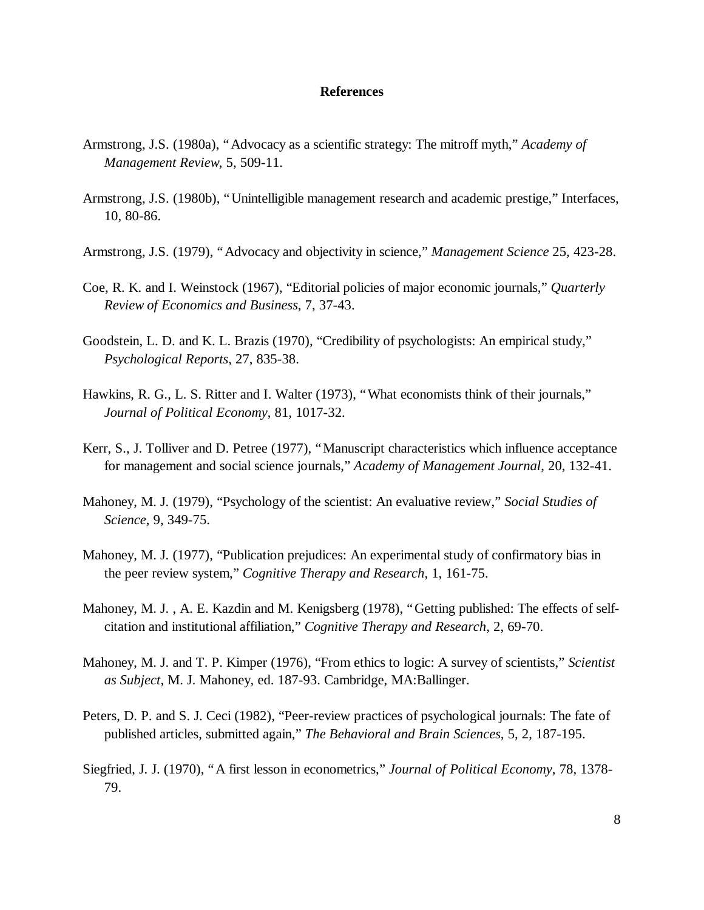## References

Armstrong, J.S. (1980a), "Advocacy as a scientific strategy: The mitroff myth," *Academy of Management Review*, 5, 509-11.

Armstrong, J.S. (1980b), "Unintelligible management research and academic prestige," Interfaces, 10, 80-86.

Armstrong, J.S. (1979), "Advocacy and objectivity in science," *Management Science* 25, 423-28.

Coe, R. K. and I. Weinstock (1967), "Editorial policies of major economic journals," *Quarterly Review of Economics and Business*, 7, 37-43.

Goodstein, L. D. and K. L. Brazis (1970), "Credibility of psychologists: An empirical study," *Psychological Reports*, 27, 835-38.

Hawkins, R. G., L. S. Ritter and I. Walter (1973), "What economists think of their journals," *Journal of Political Economy*, 81, 1017-32.

Kerr, S., J. Tolliver and D. Petree (1977), "Manuscript characteristics which influence acceptance for management and social science journals," *Academy of Management Journal*, 20, 132-41.

Mahoney, M. J. (1979), "Psychology of the scientist: An evaluative review," *Social Studies of Science*, 9, 349-75.

Mahoney, M. J. (1977), "Publication prejudices: An experimental study of confirmatory bias in the peer review system," *Cognitive Therapy and Research*, 1, 161-75.

Mahoney, M. J. , A. E. Kazdin and M. Kenigsberg (1978), "Getting published: The effects of self-citation and institutional affiliation," *Cognitive Therapy and Research*, 2, 69-70.

Mahoney, M. J. and T. P. Kimper (1976), "From ethics to logic: A survey of scientists," *Scientist as Subject*, M. J. Mahoney, ed. 187-93. Cambridge, MA:Ballinger.

Peters, D. P. and S. J. Ceci (1982), "Peer-review practices of psychological journals: The fate of published articles, submitted again," *The Behavioral and Brain Sciences*, 5, 2, 187-195.

Siegfried, J. J. (1970), "A first lesson in econometrics," *Journal of Political Economy*, 78, 1378-79.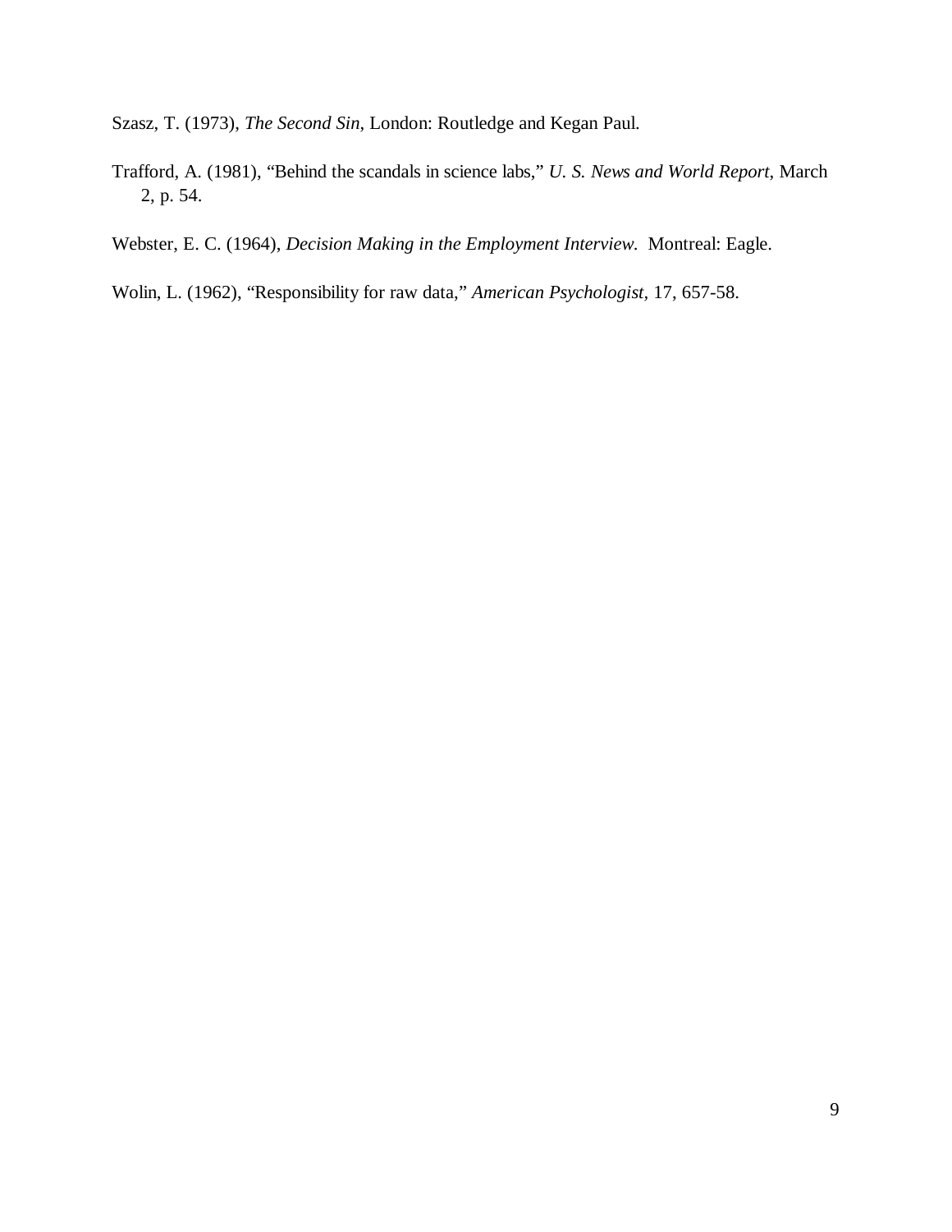Szasz, T. (1973), *The Second Sin*, London: Routledge and Kegan Paul.

Trafford, A. (1981), "Behind the scandals in science labs," *U. S. News and World Report*, March 2, p. 54.

Webster, E. C. (1964), *Decision Making in the Employment Interview.* Montreal: Eagle.

Wolin, L. (1962), "Responsibility for raw data," *American Psychologist*, 17, 657-58.